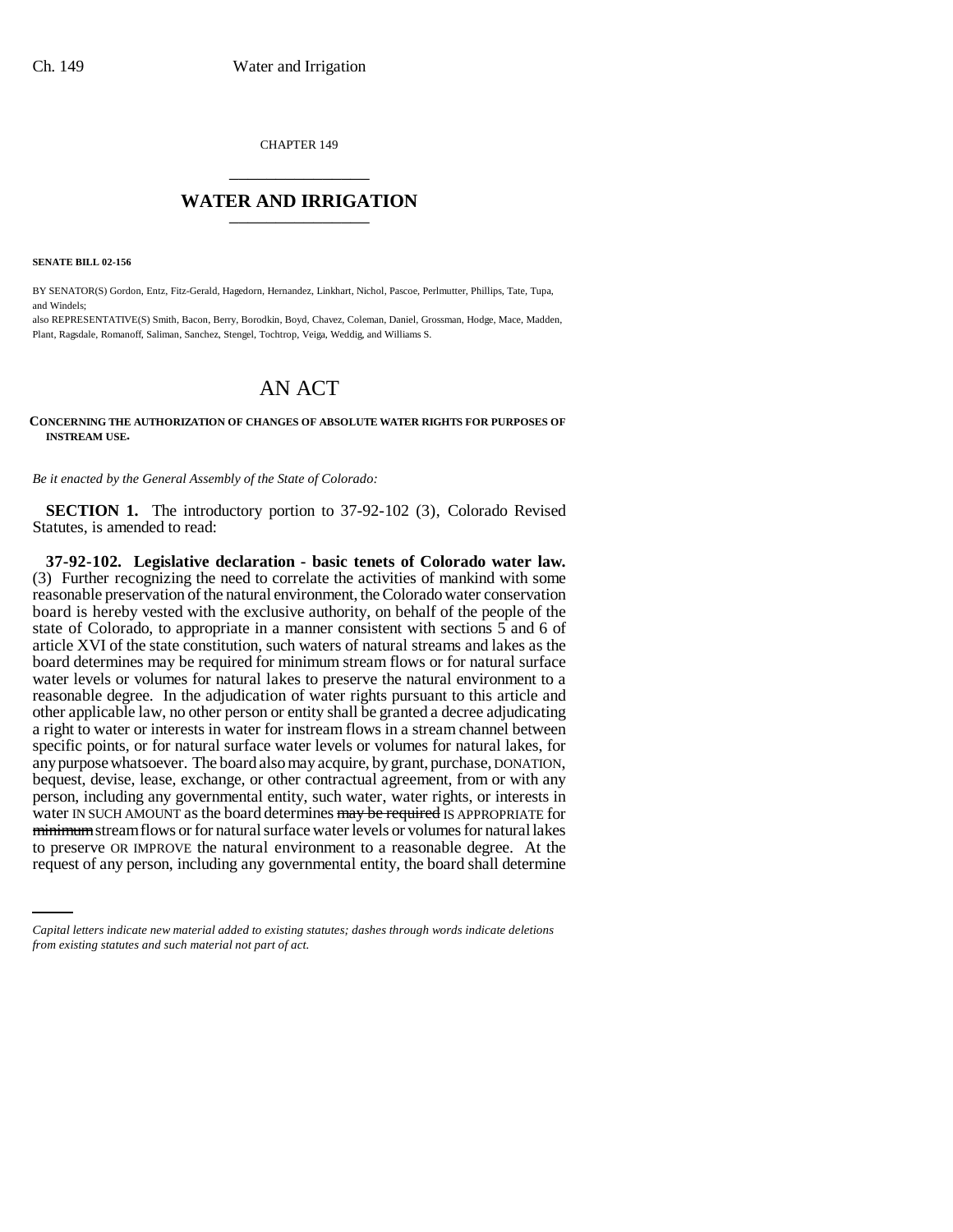CHAPTER 149

## WATER AND IRRIGATION

**SENATE BILL 02-156**

BY SENATOR(S) Gordon, Entz, Fitz-Gerald, Hagedorn, Hernandez, Linkhart, Nichol, Pascoe, Perlmutter, Phillips, Tate, Tupa, and Windels;

also REPRESENTATIVE(S) Smith, Bacon, Berry, Borodkin, Boyd, Chavez, Coleman, Daniel, Grossman, Hodge, Mace, Madden, Plant, Ragsdale, Romanoff, Saliman, Sanchez, Stengel, Tochtrop, Veiga, Weddig, and Williams S.

# AN ACT

**CONCERNING THE AUTHORIZATION OF CHANGES OF ABSOLUTE WATER RIGHTS FOR PURPOSES OF INSTREAM USE.**

*Be it enacted by the General Assembly of the State of Colorado:*

**SECTION 1.** The introductory portion to 37-92-102 (3), Colorado Revised Statutes, is amended to read:

**37-92-102. Legislative declaration - basic tenets of Colorado water law.** (3) Further recognizing the need to correlate the activities of mankind with some reasonable preservation of the natural environment, the Colorado water conservation board is hereby vested with the exclusive authority, on behalf of the people of the state of Colorado, to appropriate in a manner consistent with sections 5 and 6 of article XVI of the state constitution, such waters of natural streams and lakes as the board determines may be required for minimum stream flows or for natural surface water levels or volumes for natural lakes to preserve the natural environment to a reasonable degree. In the adjudication of water rights pursuant to this article and other applicable law, no other person or entity shall be granted a decree adjudicating a right to water or interests in water for instream flows in a stream channel between specific points, or for natural surface water levels or volumes for natural lakes, for any purpose whatsoever. The board also may acquire, by grant, purchase, DONATION, bequest, devise, lease, exchange, or other contractual agreement, from or with any person, including any governmental entity, such water, water rights, or interests in water IN SUCH AMOUNT as the board determines ~~may be required~~ IS APPROPRIATE for ~~minimum~~ stream flows or for natural surface water levels or volumes for natural lakes to preserve OR IMPROVE the natural environment to a reasonable degree. At the request of any person, including any governmental entity, the board shall determine

*Capital letters indicate new material added to existing statutes; dashes through words indicate deletions from existing statutes and such material not part of act.*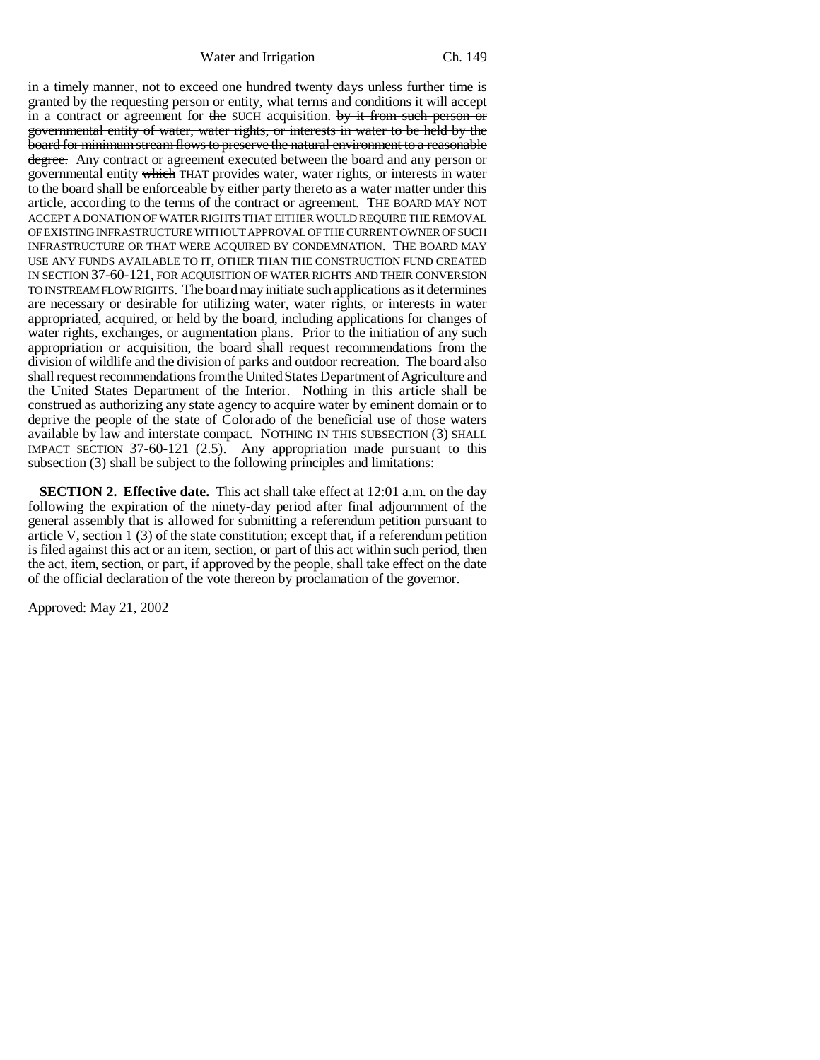in a timely manner, not to exceed one hundred twenty days unless further time is granted by the requesting person or entity, what terms and conditions it will accept in a contract or agreement for ~~the~~ SUCH acquisition. ~~by it from such person or governmental entity of water, water rights, or interests in water to be held by the board for minimum stream flows to preserve the natural environment to a reasonable degree.~~ Any contract or agreement executed between the board and any person or governmental entity ~~which~~ THAT provides water, water rights, or interests in water to the board shall be enforceable by either party thereto as a water matter under this article, according to the terms of the contract or agreement. THE BOARD MAY NOT ACCEPT A DONATION OF WATER RIGHTS THAT EITHER WOULD REQUIRE THE REMOVAL OF EXISTING INFRASTRUCTURE WITHOUT APPROVAL OF THE CURRENT OWNER OF SUCH INFRASTRUCTURE OR THAT WERE ACQUIRED BY CONDEMNATION. THE BOARD MAY USE ANY FUNDS AVAILABLE TO IT, OTHER THAN THE CONSTRUCTION FUND CREATED IN SECTION 37-60-121, FOR ACQUISITION OF WATER RIGHTS AND THEIR CONVERSION TO INSTREAM FLOW RIGHTS. The board may initiate such applications as it determines are necessary or desirable for utilizing water, water rights, or interests in water appropriated, acquired, or held by the board, including applications for changes of water rights, exchanges, or augmentation plans. Prior to the initiation of any such appropriation or acquisition, the board shall request recommendations from the division of wildlife and the division of parks and outdoor recreation. The board also shall request recommendations from the United States Department of Agriculture and the United States Department of the Interior. Nothing in this article shall be construed as authorizing any state agency to acquire water by eminent domain or to deprive the people of the state of Colorado of the beneficial use of those waters available by law and interstate compact. NOTHING IN THIS SUBSECTION (3) SHALL IMPACT SECTION 37-60-121 (2.5). Any appropriation made pursuant to this subsection (3) shall be subject to the following principles and limitations:

**SECTION 2. Effective date.** This act shall take effect at 12:01 a.m. on the day following the expiration of the ninety-day period after final adjournment of the general assembly that is allowed for submitting a referendum petition pursuant to article V, section 1 (3) of the state constitution; except that, if a referendum petition is filed against this act or an item, section, or part of this act within such period, then the act, item, section, or part, if approved by the people, shall take effect on the date of the official declaration of the vote thereon by proclamation of the governor.

Approved: May 21, 2002